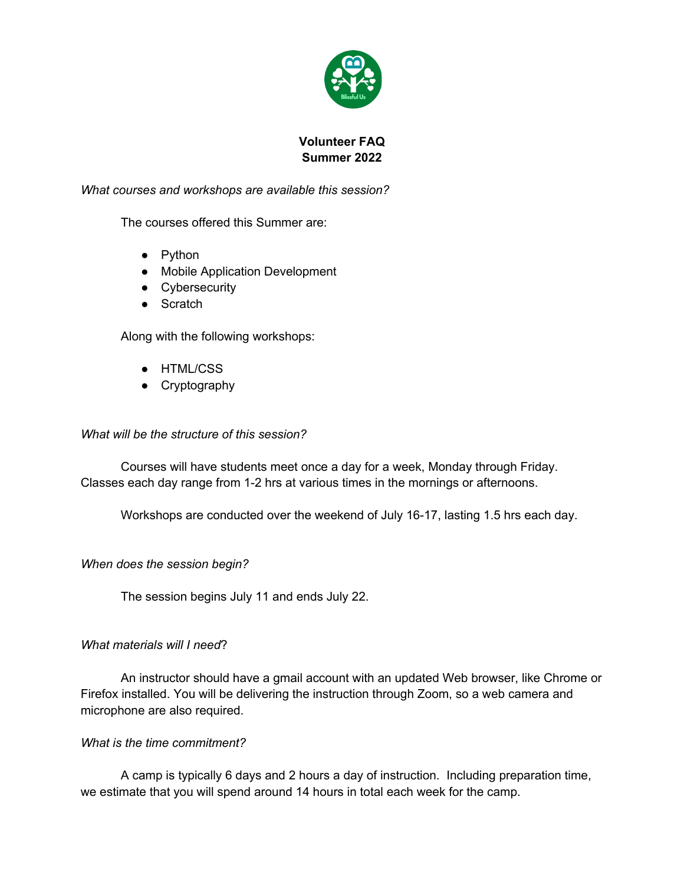# Volunteer FAQ
## Summer 2022

*What courses and workshops are available this session?*

The courses offered this Summer are:

- Python
- Mobile Application Development
- Cybersecurity
- Scratch

Along with the following workshops:

- HTML/CSS
- Cryptography

*What will be the structure of this session?*

Courses will have students meet once a day for a week, Monday through Friday. Classes each day range from 1-2 hrs at various times in the mornings or afternoons.

Workshops are conducted over the weekend of July 16-17, lasting 1.5 hrs each day.

*When does the session begin?*

The session begins July 11 and ends July 22.

*What materials will I need*?

An instructor should have a gmail account with an updated Web browser, like Chrome or Firefox installed. You will be delivering the instruction through Zoom, so a web camera and microphone are also required.

*What is the time commitment?*

A camp is typically 6 days and 2 hours a day of instruction. Including preparation time, we estimate that you will spend around 14 hours in total each week for the camp.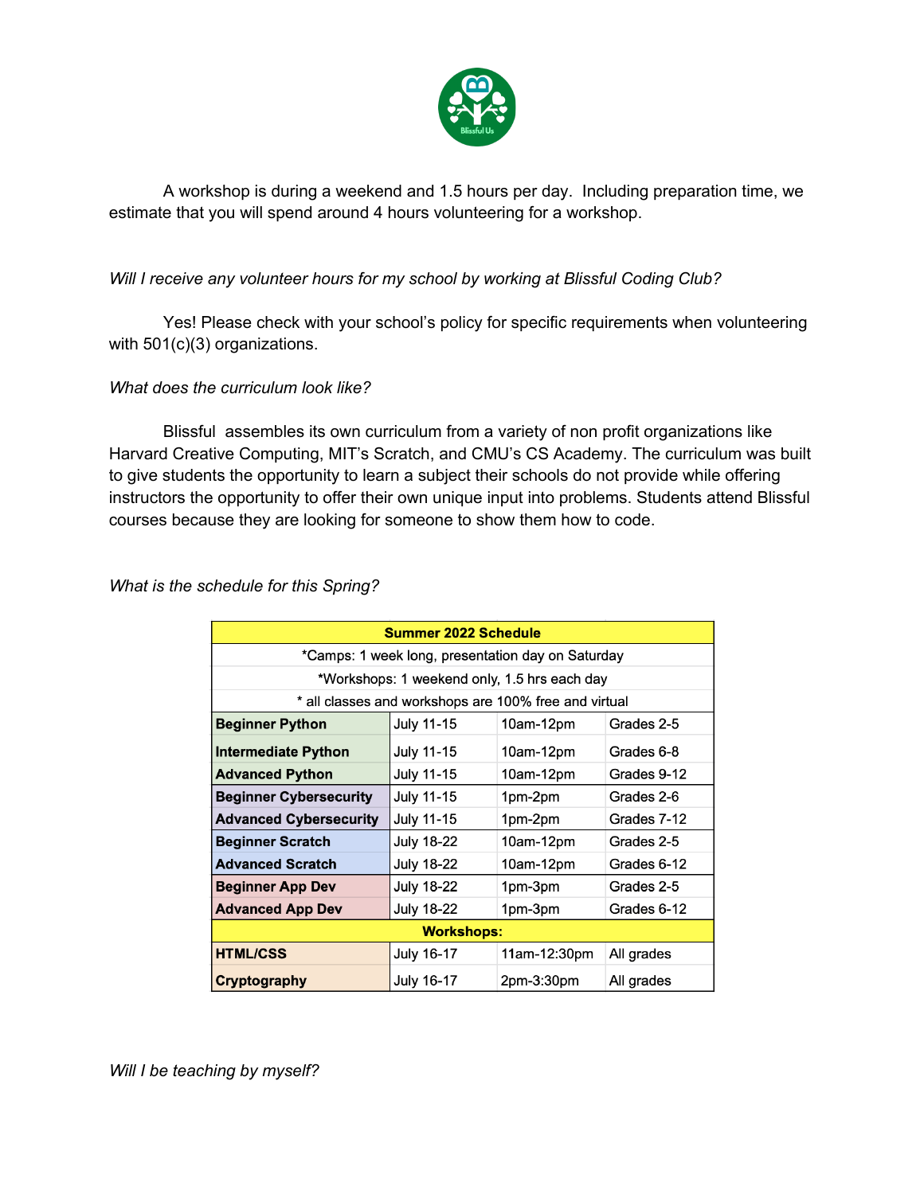A workshop is during a weekend and 1.5 hours per day. Including preparation time, we estimate that you will spend around 4 hours volunteering for a workshop.

*Will I receive any volunteer hours for my school by working at Blissful Coding Club?*

Yes! Please check with your school's policy for specific requirements when volunteering with 501(c)(3) organizations.

*What does the curriculum look like?*

Blissful assembles its own curriculum from a variety of non profit organizations like Harvard Creative Computing, MIT's Scratch, and CMU's CS Academy. The curriculum was built to give students the opportunity to learn a subject their schools do not provide while offering instructors the opportunity to offer their own unique input into problems. Students attend Blissful courses because they are looking for someone to show them how to code.

*What is the schedule for this Spring?*

| **Summer 2022 Schedule** | | | |
|---|---|---|---|
| *Camps: 1 week long, presentation day on Saturday | | | |
| *Workshops: 1 weekend only, 1.5 hrs each day | | | |
| * all classes and workshops are 100% free and virtual | | | |
| **Beginner Python** | July 11-15 | 10am-12pm | Grades 2-5 |
| **Intermediate Python** | July 11-15 | 10am-12pm | Grades 6-8 |
| **Advanced Python** | July 11-15 | 10am-12pm | Grades 9-12 |
| **Beginner Cybersecurity** | July 11-15 | 1pm-2pm | Grades 2-6 |
| **Advanced Cybersecurity** | July 11-15 | 1pm-2pm | Grades 7-12 |
| **Beginner Scratch** | July 18-22 | 10am-12pm | Grades 2-5 |
| **Advanced Scratch** | July 18-22 | 10am-12pm | Grades 6-12 |
| **Beginner App Dev** | July 18-22 | 1pm-3pm | Grades 2-5 |
| **Advanced App Dev** | July 18-22 | 1pm-3pm | Grades 6-12 |
| **Workshops:** | | | |
| **HTML/CSS** | July 16-17 | 11am-12:30pm | All grades |
| **Cryptography** | July 16-17 | 2pm-3:30pm | All grades |

*Will I be teaching by myself?*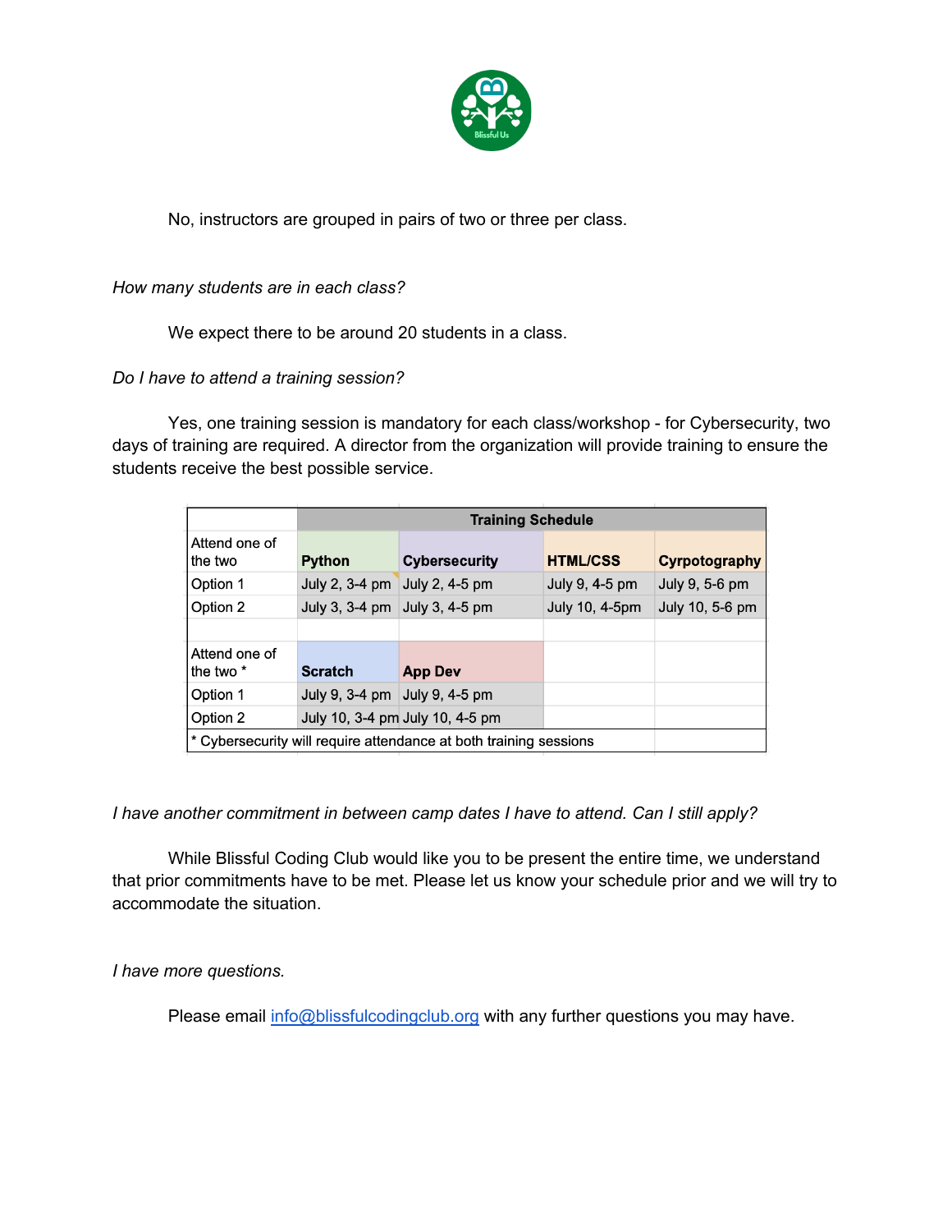No, instructors are grouped in pairs of two or three per class.

*How many students are in each class?*

We expect there to be around 20 students in a class.

*Do I have to attend a training session?*

Yes, one training session is mandatory for each class/workshop - for Cybersecurity, two days of training are required. A director from the organization will provide training to ensure the students receive the best possible service.

| | **Training Schedule** | | | |
|---|---|---|---|---|
| Attend one of the two | **Python** | **Cybersecurity** | **HTML/CSS** | **Cyrpotography** |
| Option 1 | July 2, 3-4 pm | July 2, 4-5 pm | July 9, 4-5 pm | July 9, 5-6 pm |
| Option 2 | July 3, 3-4 pm | July 3, 4-5 pm | July 10, 4-5pm | July 10, 5-6 pm |
| | | | | |
| Attend one of the two * | **Scratch** | **App Dev** | | |
| Option 1 | July 9, 3-4 pm | July 9, 4-5 pm | | |
| Option 2 | July 10, 3-4 pm | July 10, 4-5 pm | | |
| * Cybersecurity will require attendance at both training sessions | | | | |

*I have another commitment in between camp dates I have to attend. Can I still apply?*

While Blissful Coding Club would like you to be present the entire time, we understand that prior commitments have to be met. Please let us know your schedule prior and we will try to accommodate the situation.

*I have more questions.*

Please email info@blissfulcodingclub.org with any further questions you may have.